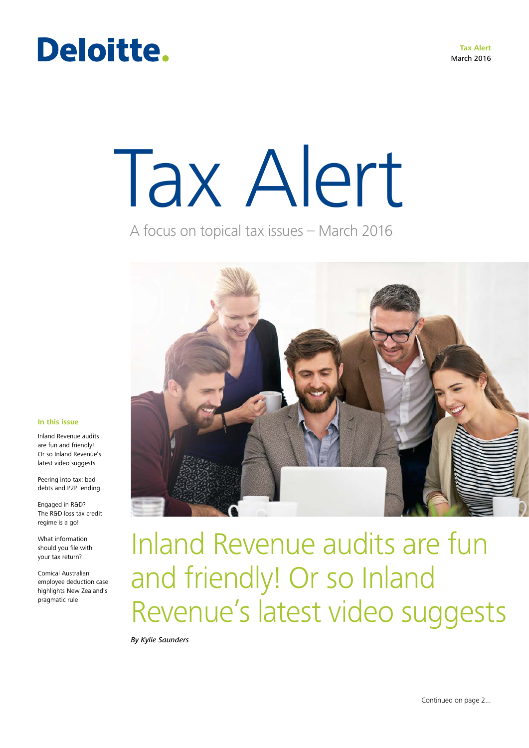Deloitte.

**Tax Alert**
March 2016

# Tax Alert

A focus on topical tax issues – March 2016

**In this issue**

Inland Revenue audits are fun and friendly! Or so Inland Revenue's latest video suggests

Peering into tax: bad debts and P2P lending

Engaged in R&D? The R&D loss tax credit regime is a go!

What information should you file with your tax return?

Comical Australian employee deduction case highlights New Zealand's pragmatic rule

## Inland Revenue audits are fun and friendly! Or so Inland Revenue's latest video suggests

***By Kylie Saunders***

Continued on page 2...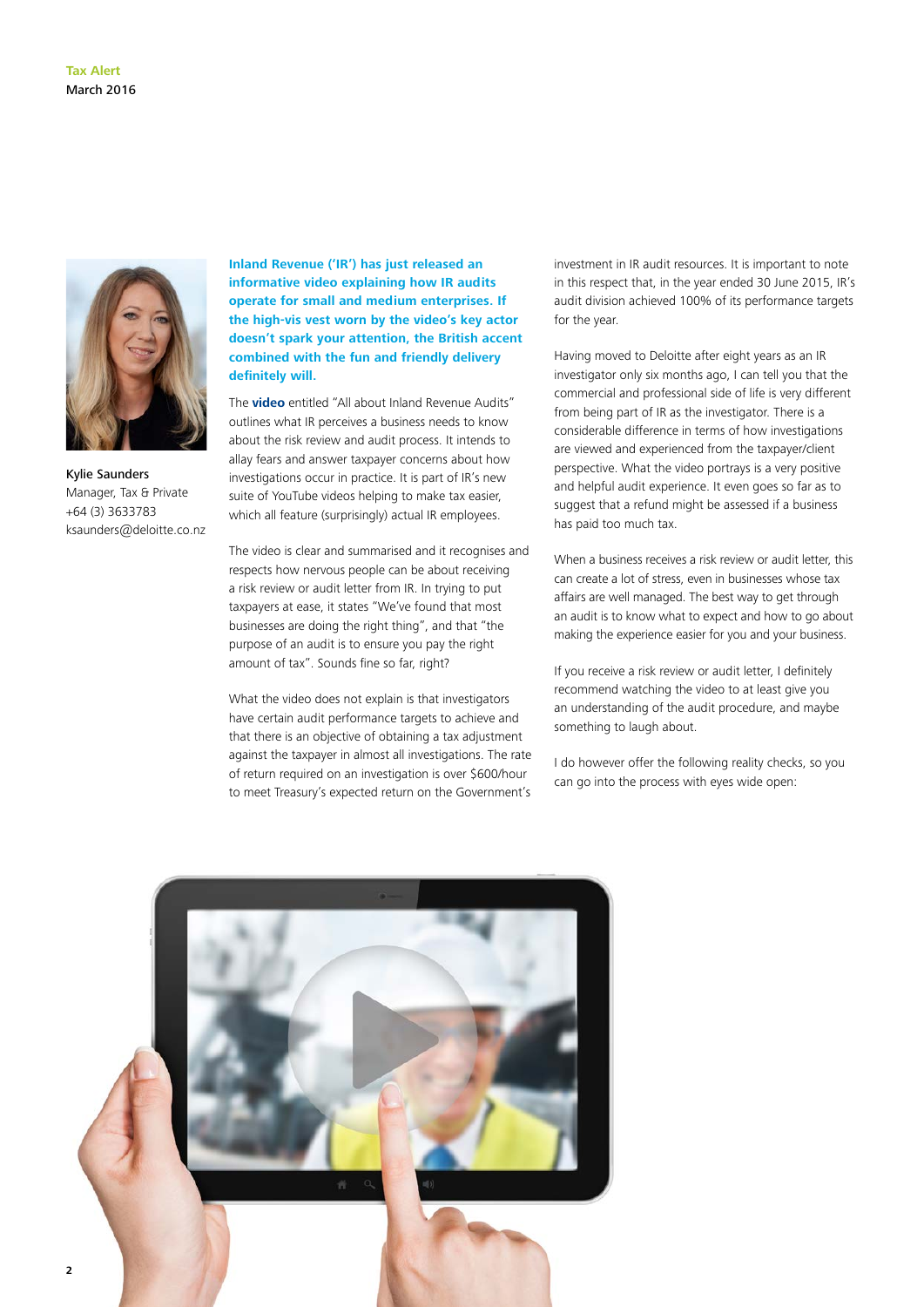Kylie Saunders
Manager, Tax & Private
+64 (3) 3633783
ksaunders@deloitte.co.nz

**Inland Revenue ('IR') has just released an informative video explaining how IR audits operate for small and medium enterprises. If the high-vis vest worn by the video's key actor doesn't spark your attention, the British accent combined with the fun and friendly delivery definitely will.**

The **video** entitled "All about Inland Revenue Audits" outlines what IR perceives a business needs to know about the risk review and audit process. It intends to allay fears and answer taxpayer concerns about how investigations occur in practice. It is part of IR's new suite of YouTube videos helping to make tax easier, which all feature (surprisingly) actual IR employees.

The video is clear and summarised and it recognises and respects how nervous people can be about receiving a risk review or audit letter from IR. In trying to put taxpayers at ease, it states "We've found that most businesses are doing the right thing", and that "the purpose of an audit is to ensure you pay the right amount of tax". Sounds fine so far, right?

What the video does not explain is that investigators have certain audit performance targets to achieve and that there is an objective of obtaining a tax adjustment against the taxpayer in almost all investigations. The rate of return required on an investigation is over $600/hour to meet Treasury's expected return on the Government's investment in IR audit resources. It is important to note in this respect that, in the year ended 30 June 2015, IR's audit division achieved 100% of its performance targets for the year.

Having moved to Deloitte after eight years as an IR investigator only six months ago, I can tell you that the commercial and professional side of life is very different from being part of IR as the investigator. There is a considerable difference in terms of how investigations are viewed and experienced from the taxpayer/client perspective. What the video portrays is a very positive and helpful audit experience. It even goes so far as to suggest that a refund might be assessed if a business has paid too much tax.

When a business receives a risk review or audit letter, this can create a lot of stress, even in businesses whose tax affairs are well managed. The best way to get through an audit is to know what to expect and how to go about making the experience easier for you and your business.

If you receive a risk review or audit letter, I definitely recommend watching the video to at least give you an understanding of the audit procedure, and maybe something to laugh about.

I do however offer the following reality checks, so you can go into the process with eyes wide open: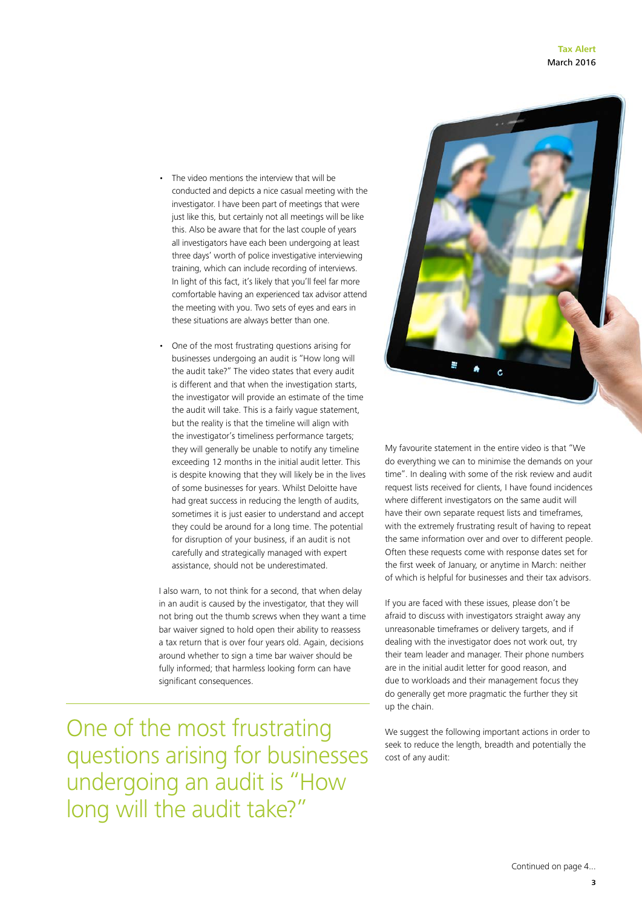- The video mentions the interview that will be conducted and depicts a nice casual meeting with the investigator. I have been part of meetings that were just like this, but certainly not all meetings will be like this. Also be aware that for the last couple of years all investigators have each been undergoing at least three days' worth of police investigative interviewing training, which can include recording of interviews. In light of this fact, it's likely that you'll feel far more comfortable having an experienced tax advisor attend the meeting with you. Two sets of eyes and ears in these situations are always better than one.

- One of the most frustrating questions arising for businesses undergoing an audit is "How long will the audit take?" The video states that every audit is different and that when the investigation starts, the investigator will provide an estimate of the time the audit will take. This is a fairly vague statement, but the reality is that the timeline will align with the investigator's timeliness performance targets; they will generally be unable to notify any timeline exceeding 12 months in the initial audit letter. This is despite knowing that they will likely be in the lives of some businesses for years. Whilst Deloitte have had great success in reducing the length of audits, sometimes it is just easier to understand and accept they could be around for a long time. The potential for disruption of your business, if an audit is not carefully and strategically managed with expert assistance, should not be underestimated.

I also warn, to not think for a second, that when delay in an audit is caused by the investigator, that they will not bring out the thumb screws when they want a time bar waiver signed to hold open their ability to reassess a tax return that is over four years old. Again, decisions around whether to sign a time bar waiver should be fully informed; that harmless looking form can have significant consequences.

> One of the most frustrating questions arising for businesses undergoing an audit is "How long will the audit take?"

My favourite statement in the entire video is that "We do everything we can to minimise the demands on your time". In dealing with some of the risk review and audit request lists received for clients, I have found incidences where different investigators on the same audit will have their own separate request lists and timeframes, with the extremely frustrating result of having to repeat the same information over and over to different people. Often these requests come with response dates set for the first week of January, or anytime in March: neither of which is helpful for businesses and their tax advisors.

If you are faced with these issues, please don't be afraid to discuss with investigators straight away any unreasonable timeframes or delivery targets, and if dealing with the investigator does not work out, try their team leader and manager. Their phone numbers are in the initial audit letter for good reason, and due to workloads and their management focus they do generally get more pragmatic the further they sit up the chain.

We suggest the following important actions in order to seek to reduce the length, breadth and potentially the cost of any audit:

Continued on page 4...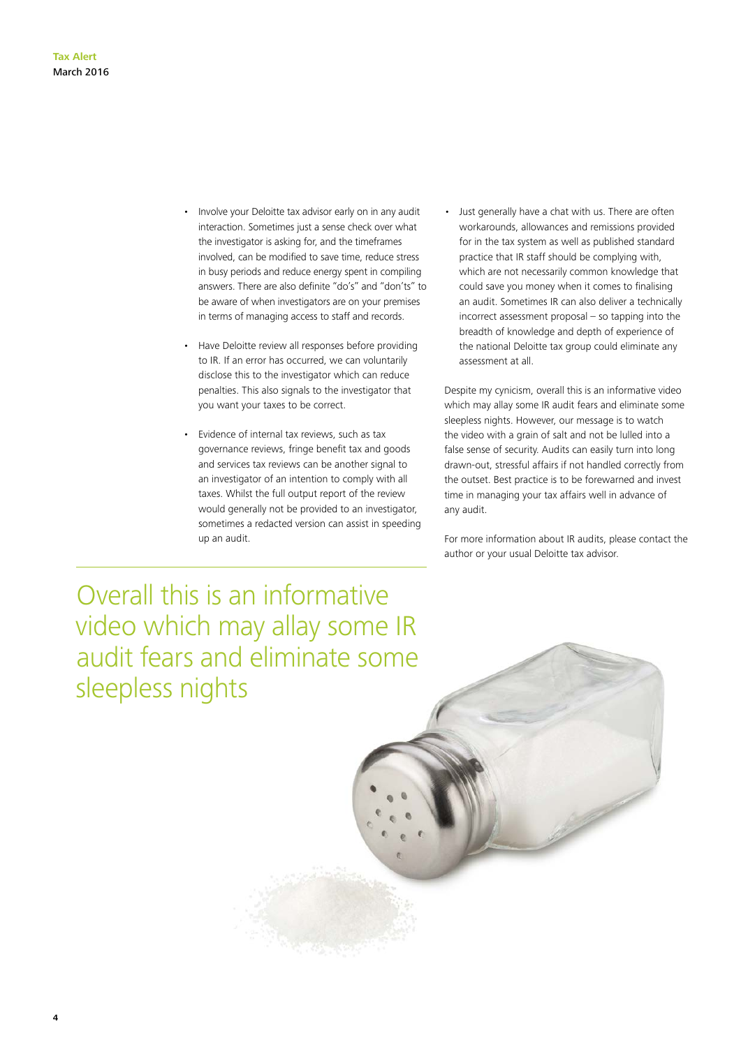- Involve your Deloitte tax advisor early on in any audit interaction. Sometimes just a sense check over what the investigator is asking for, and the timeframes involved, can be modified to save time, reduce stress in busy periods and reduce energy spent in compiling answers. There are also definite "do's" and "don'ts" to be aware of when investigators are on your premises in terms of managing access to staff and records.

- Have Deloitte review all responses before providing to IR. If an error has occurred, we can voluntarily disclose this to the investigator which can reduce penalties. This also signals to the investigator that you want your taxes to be correct.

- Evidence of internal tax reviews, such as tax governance reviews, fringe benefit tax and goods and services tax reviews can be another signal to an investigator of an intention to comply with all taxes. Whilst the full output report of the review would generally not be provided to an investigator, sometimes a redacted version can assist in speeding up an audit.

- Just generally have a chat with us. There are often workarounds, allowances and remissions provided for in the tax system as well as published standard practice that IR staff should be complying with, which are not necessarily common knowledge that could save you money when it comes to finalising an audit. Sometimes IR can also deliver a technically incorrect assessment proposal – so tapping into the breadth of knowledge and depth of experience of the national Deloitte tax group could eliminate any assessment at all.

Despite my cynicism, overall this is an informative video which may allay some IR audit fears and eliminate some sleepless nights. However, our message is to watch the video with a grain of salt and not be lulled into a false sense of security. Audits can easily turn into long drawn-out, stressful affairs if not handled correctly from the outset. Best practice is to be forewarned and invest time in managing your tax affairs well in advance of any audit.

For more information about IR audits, please contact the author or your usual Deloitte tax advisor.

> Overall this is an informative video which may allay some IR audit fears and eliminate some sleepless nights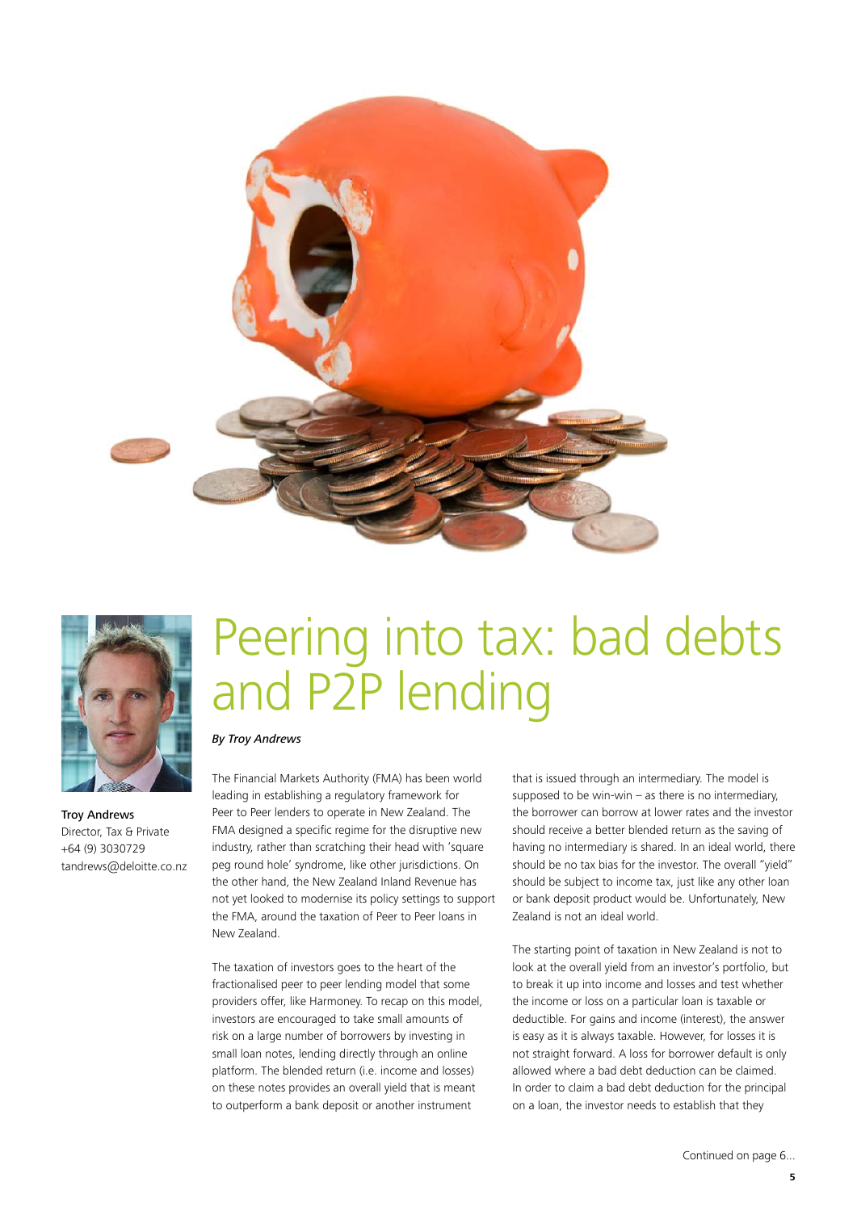# Peering into tax: bad debts and P2P lending

*By Troy Andrews*

**Troy Andrews**
Director, Tax & Private
+64 (9) 3030729
tandrews@deloitte.co.nz

The Financial Markets Authority (FMA) has been world leading in establishing a regulatory framework for Peer to Peer lenders to operate in New Zealand. The FMA designed a specific regime for the disruptive new industry, rather than scratching their head with 'square peg round hole' syndrome, like other jurisdictions. On the other hand, the New Zealand Inland Revenue has not yet looked to modernise its policy settings to support the FMA, around the taxation of Peer to Peer loans in New Zealand.

The taxation of investors goes to the heart of the fractionalised peer to peer lending model that some providers offer, like Harmoney. To recap on this model, investors are encouraged to take small amounts of risk on a large number of borrowers by investing in small loan notes, lending directly through an online platform. The blended return (i.e. income and losses) on these notes provides an overall yield that is meant to outperform a bank deposit or another instrument that is issued through an intermediary. The model is supposed to be win-win – as there is no intermediary, the borrower can borrow at lower rates and the investor should receive a better blended return as the saving of having no intermediary is shared. In an ideal world, there should be no tax bias for the investor. The overall "yield" should be subject to income tax, just like any other loan or bank deposit product would be. Unfortunately, New Zealand is not an ideal world.

The starting point of taxation in New Zealand is not to look at the overall yield from an investor's portfolio, but to break it up into income and losses and test whether the income or loss on a particular loan is taxable or deductible. For gains and income (interest), the answer is easy as it is always taxable. However, for losses it is not straight forward. A loss for borrower default is only allowed where a bad debt deduction can be claimed. In order to claim a bad debt deduction for the principal on a loan, the investor needs to establish that they

Continued on page 6...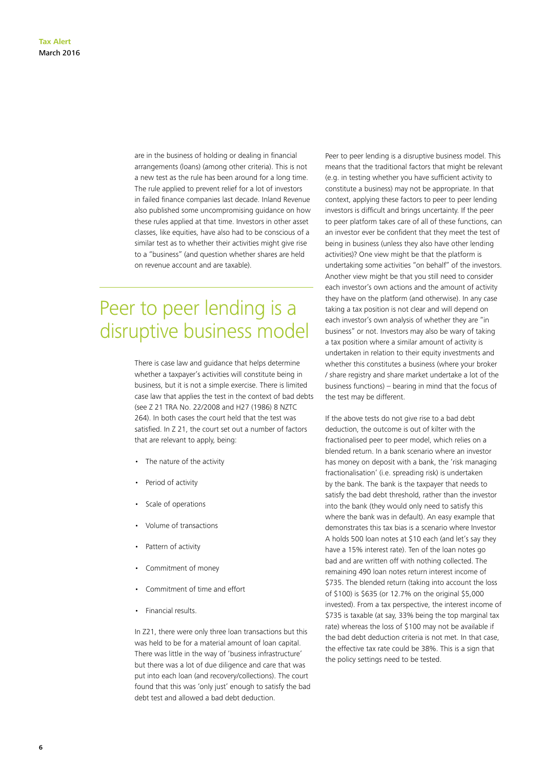are in the business of holding or dealing in financial arrangements (loans) (among other criteria). This is not a new test as the rule has been around for a long time. The rule applied to prevent relief for a lot of investors in failed finance companies last decade. Inland Revenue also published some uncompromising guidance on how these rules applied at that time. Investors in other asset classes, like equities, have also had to be conscious of a similar test as to whether their activities might give rise to a "business" (and question whether shares are held on revenue account and are taxable).

## Peer to peer lending is a disruptive business model

There is case law and guidance that helps determine whether a taxpayer's activities will constitute being in business, but it is not a simple exercise. There is limited case law that applies the test in the context of bad debts (see Z 21 TRA No. 22/2008 and H27 (1986) 8 NZTC 264). In both cases the court held that the test was satisfied. In Z 21, the court set out a number of factors that are relevant to apply, being:

- The nature of the activity
- Period of activity
- Scale of operations
- Volume of transactions
- Pattern of activity
- Commitment of money
- Commitment of time and effort
- Financial results.

In Z21, there were only three loan transactions but this was held to be for a material amount of loan capital. There was little in the way of 'business infrastructure' but there was a lot of due diligence and care that was put into each loan (and recovery/collections). The court found that this was 'only just' enough to satisfy the bad debt test and allowed a bad debt deduction.

Peer to peer lending is a disruptive business model. This means that the traditional factors that might be relevant (e.g. in testing whether you have sufficient activity to constitute a business) may not be appropriate. In that context, applying these factors to peer to peer lending investors is difficult and brings uncertainty. If the peer to peer platform takes care of all of these functions, can an investor ever be confident that they meet the test of being in business (unless they also have other lending activities)? One view might be that the platform is undertaking some activities "on behalf" of the investors. Another view might be that you still need to consider each investor's own actions and the amount of activity they have on the platform (and otherwise). In any case taking a tax position is not clear and will depend on each investor's own analysis of whether they are "in business" or not. Investors may also be wary of taking a tax position where a similar amount of activity is undertaken in relation to their equity investments and whether this constitutes a business (where your broker / share registry and share market undertake a lot of the business functions) – bearing in mind that the focus of the test may be different.

If the above tests do not give rise to a bad debt deduction, the outcome is out of kilter with the fractionalised peer to peer model, which relies on a blended return. In a bank scenario where an investor has money on deposit with a bank, the 'risk managing fractionalisation' (i.e. spreading risk) is undertaken by the bank. The bank is the taxpayer that needs to satisfy the bad debt threshold, rather than the investor into the bank (they would only need to satisfy this where the bank was in default). An easy example that demonstrates this tax bias is a scenario where Investor A holds 500 loan notes at $10 each (and let's say they have a 15% interest rate). Ten of the loan notes go bad and are written off with nothing collected. The remaining 490 loan notes return interest income of $735. The blended return (taking into account the loss of $100) is $635 (or 12.7% on the original $5,000 invested). From a tax perspective, the interest income of $735 is taxable (at say, 33% being the top marginal tax rate) whereas the loss of $100 may not be available if the bad debt deduction criteria is not met. In that case, the effective tax rate could be 38%. This is a sign that the policy settings need to be tested.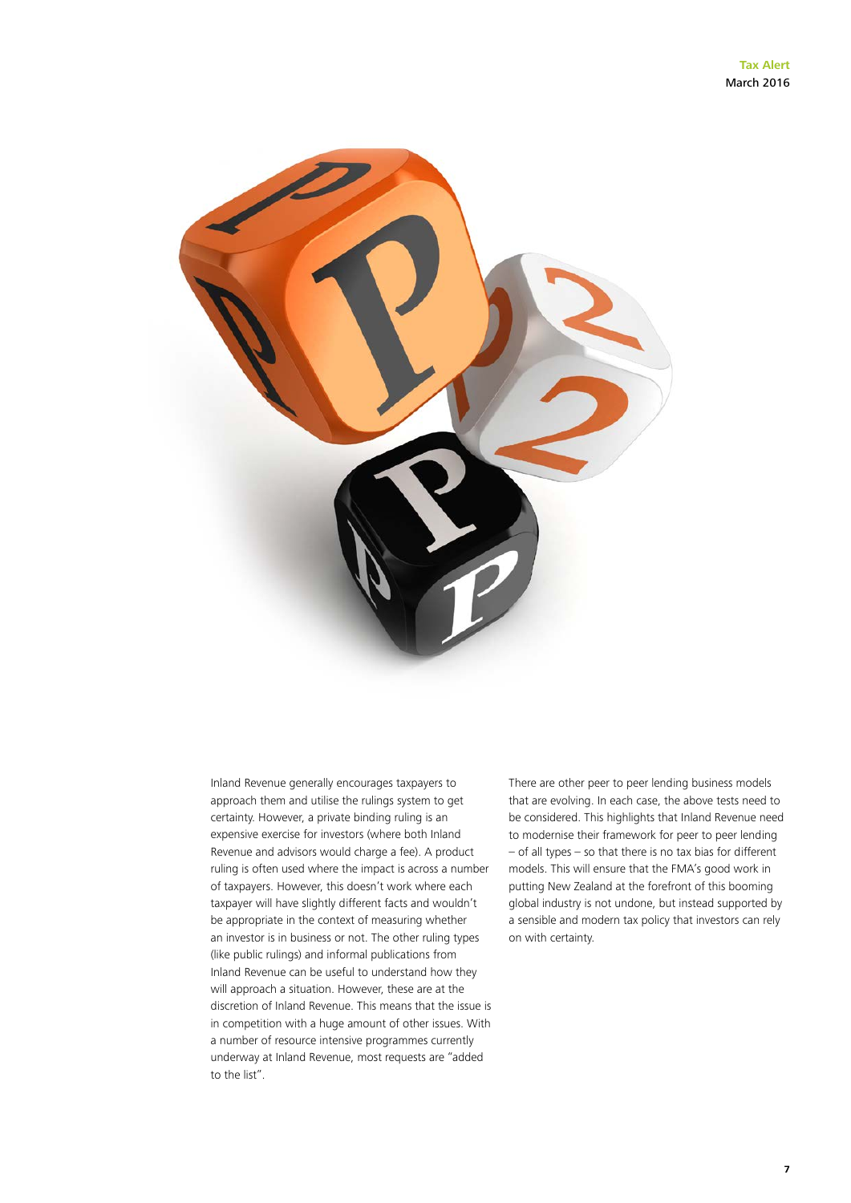Inland Revenue generally encourages taxpayers to approach them and utilise the rulings system to get certainty. However, a private binding ruling is an expensive exercise for investors (where both Inland Revenue and advisors would charge a fee). A product ruling is often used where the impact is across a number of taxpayers. However, this doesn't work where each taxpayer will have slightly different facts and wouldn't be appropriate in the context of measuring whether an investor is in business or not. The other ruling types (like public rulings) and informal publications from Inland Revenue can be useful to understand how they will approach a situation. However, these are at the discretion of Inland Revenue. This means that the issue is in competition with a huge amount of other issues. With a number of resource intensive programmes currently underway at Inland Revenue, most requests are "added to the list".

There are other peer to peer lending business models that are evolving. In each case, the above tests need to be considered. This highlights that Inland Revenue need to modernise their framework for peer to peer lending – of all types – so that there is no tax bias for different models. This will ensure that the FMA's good work in putting New Zealand at the forefront of this booming global industry is not undone, but instead supported by a sensible and modern tax policy that investors can rely on with certainty.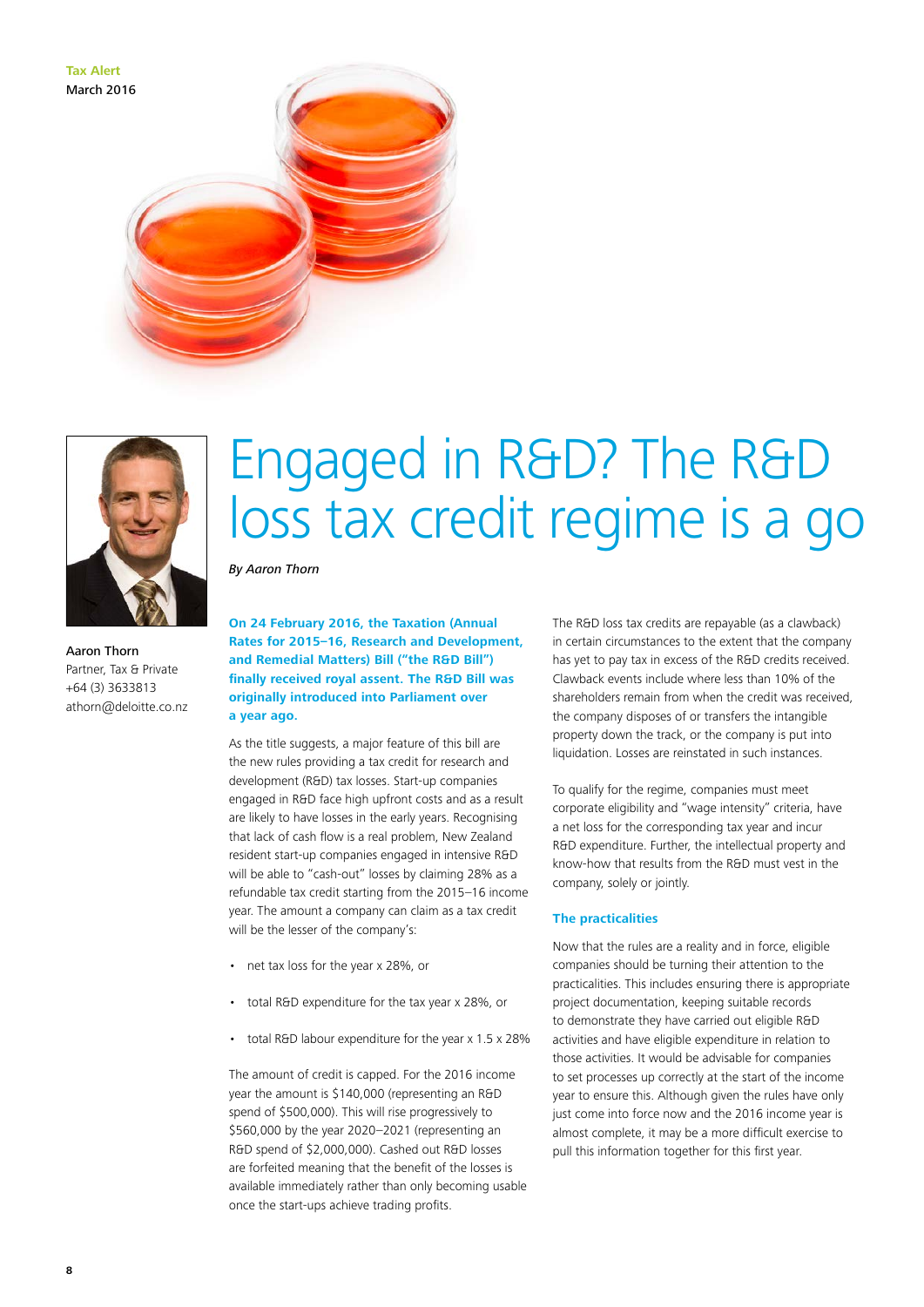Tax Alert
March 2016

# Engaged in R&D? The R&D loss tax credit regime is a go

*By Aaron Thorn*

Aaron Thorn
Partner, Tax & Private
+64 (3) 3633813
athorn@deloitte.co.nz

**On 24 February 2016, the Taxation (Annual Rates for 2015–16, Research and Development, and Remedial Matters) Bill ("the R&D Bill") finally received royal assent. The R&D Bill was originally introduced into Parliament over a year ago.**

As the title suggests, a major feature of this bill are the new rules providing a tax credit for research and development (R&D) tax losses. Start-up companies engaged in R&D face high upfront costs and as a result are likely to have losses in the early years. Recognising that lack of cash flow is a real problem, New Zealand resident start-up companies engaged in intensive R&D will be able to "cash-out" losses by claiming 28% as a refundable tax credit starting from the 2015–16 income year. The amount a company can claim as a tax credit will be the lesser of the company's:

- net tax loss for the year x 28%, or
- total R&D expenditure for the tax year x 28%, or
- total R&D labour expenditure for the year x 1.5 x 28%

The amount of credit is capped. For the 2016 income year the amount is $140,000 (representing an R&D spend of $500,000). This will rise progressively to $560,000 by the year 2020–2021 (representing an R&D spend of $2,000,000). Cashed out R&D losses are forfeited meaning that the benefit of the losses is available immediately rather than only becoming usable once the start-ups achieve trading profits.

The R&D loss tax credits are repayable (as a clawback) in certain circumstances to the extent that the company has yet to pay tax in excess of the R&D credits received. Clawback events include where less than 10% of the shareholders remain from when the credit was received, the company disposes of or transfers the intangible property down the track, or the company is put into liquidation. Losses are reinstated in such instances.

To qualify for the regime, companies must meet corporate eligibility and "wage intensity" criteria, have a net loss for the corresponding tax year and incur R&D expenditure. Further, the intellectual property and know-how that results from the R&D must vest in the company, solely or jointly.

### The practicalities

Now that the rules are a reality and in force, eligible companies should be turning their attention to the practicalities. This includes ensuring there is appropriate project documentation, keeping suitable records to demonstrate they have carried out eligible R&D activities and have eligible expenditure in relation to those activities. It would be advisable for companies to set processes up correctly at the start of the income year to ensure this. Although given the rules have only just come into force now and the 2016 income year is almost complete, it may be a more difficult exercise to pull this information together for this first year.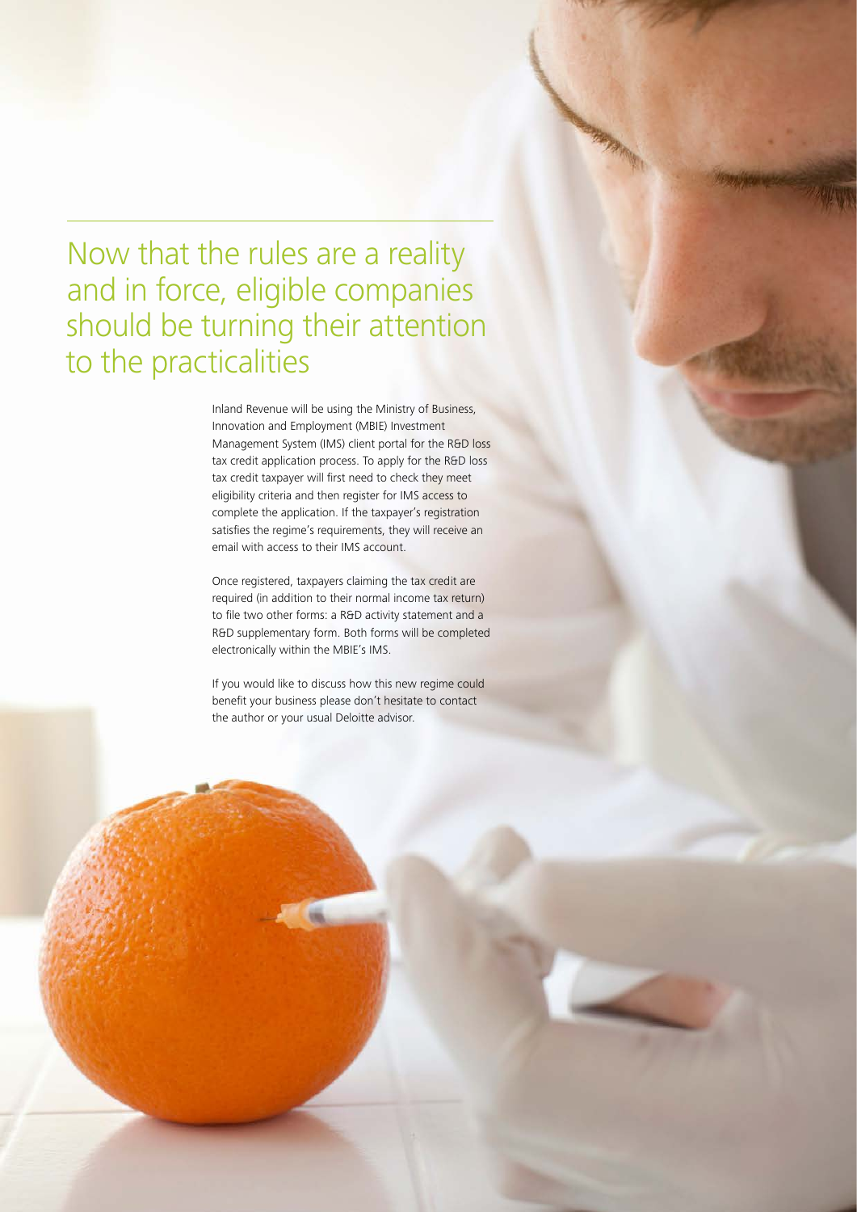## Now that the rules are a reality and in force, eligible companies should be turning their attention to the practicalities

Inland Revenue will be using the Ministry of Business, Innovation and Employment (MBIE) Investment Management System (IMS) client portal for the R&D loss tax credit application process. To apply for the R&D loss tax credit taxpayer will first need to check they meet eligibility criteria and then register for IMS access to complete the application. If the taxpayer's registration satisfies the regime's requirements, they will receive an email with access to their IMS account.

Once registered, taxpayers claiming the tax credit are required (in addition to their normal income tax return) to file two other forms: a R&D activity statement and a R&D supplementary form. Both forms will be completed electronically within the MBIE's IMS.

If you would like to discuss how this new regime could benefit your business please don't hesitate to contact the author or your usual Deloitte advisor.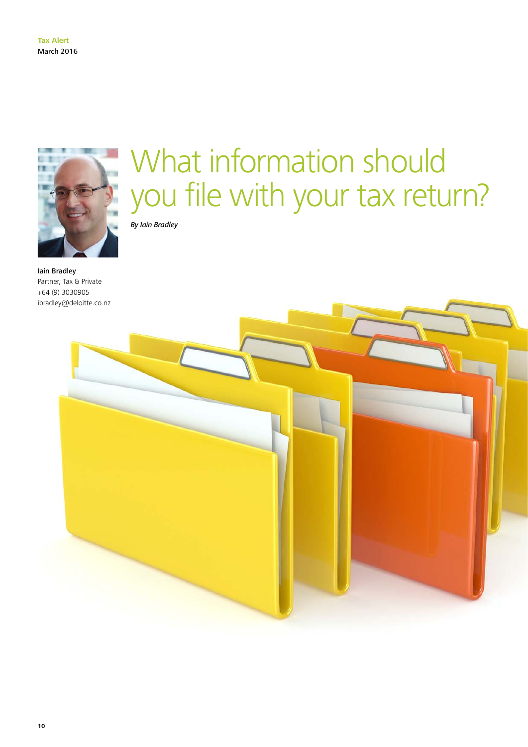# What information should you file with your tax return?

*By Iain Bradley*

**Iain Bradley**
Partner, Tax & Private
+64 (9) 3030905
ibradley@deloitte.co.nz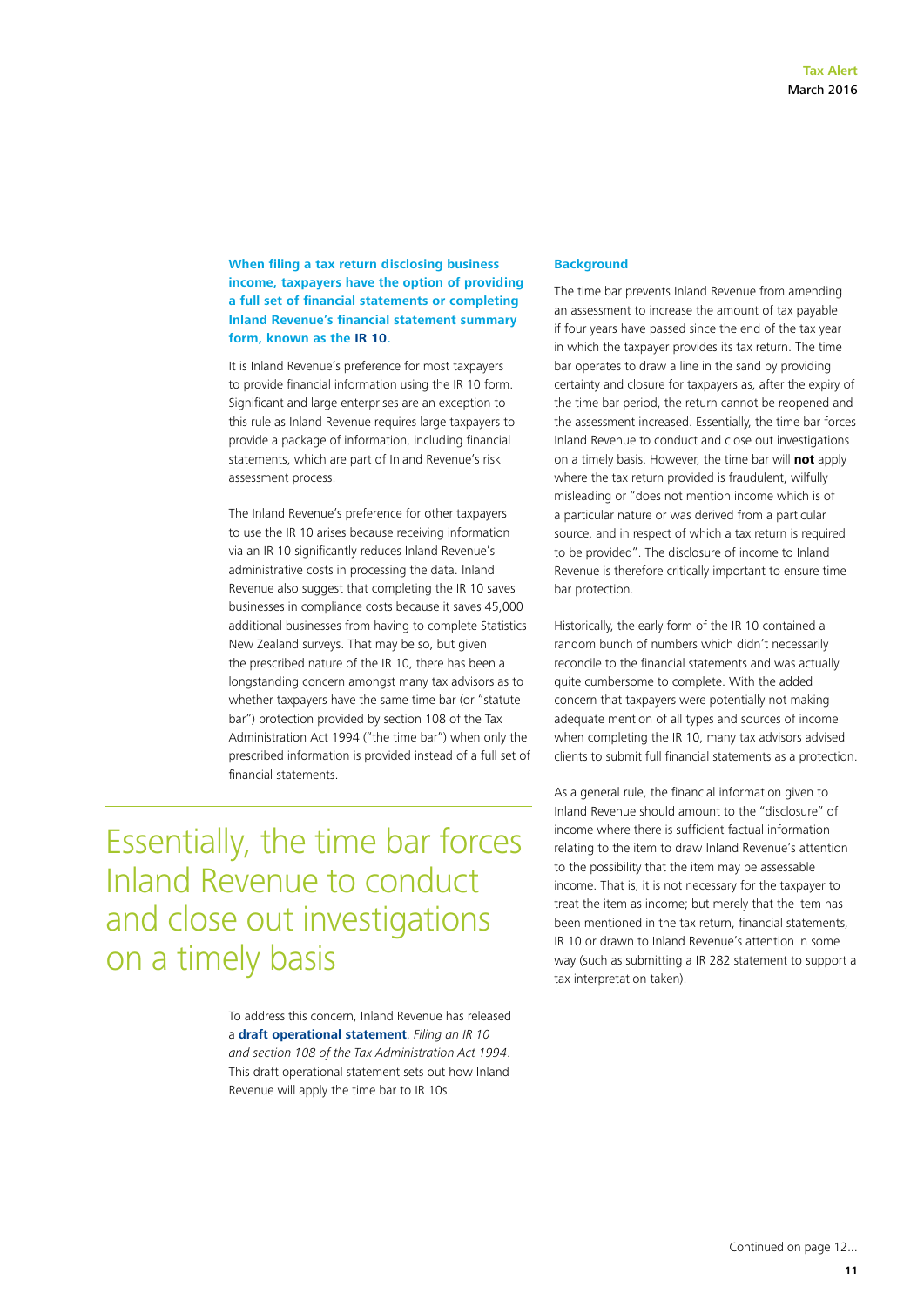**When filing a tax return disclosing business income, taxpayers have the option of providing a full set of financial statements or completing Inland Revenue's financial statement summary form, known as the IR 10.**

It is Inland Revenue's preference for most taxpayers to provide financial information using the IR 10 form. Significant and large enterprises are an exception to this rule as Inland Revenue requires large taxpayers to provide a package of information, including financial statements, which are part of Inland Revenue's risk assessment process.

The Inland Revenue's preference for other taxpayers to use the IR 10 arises because receiving information via an IR 10 significantly reduces Inland Revenue's administrative costs in processing the data. Inland Revenue also suggest that completing the IR 10 saves businesses in compliance costs because it saves 45,000 additional businesses from having to complete Statistics New Zealand surveys. That may be so, but given the prescribed nature of the IR 10, there has been a longstanding concern amongst many tax advisors as to whether taxpayers have the same time bar (or "statute bar") protection provided by section 108 of the Tax Administration Act 1994 ("the time bar") when only the prescribed information is provided instead of a full set of financial statements.

> Essentially, the time bar forces Inland Revenue to conduct and close out investigations on a timely basis

To address this concern, Inland Revenue has released a **draft operational statement**, *Filing an IR 10 and section 108 of the Tax Administration Act 1994*. This draft operational statement sets out how Inland Revenue will apply the time bar to IR 10s.

## Background

The time bar prevents Inland Revenue from amending an assessment to increase the amount of tax payable if four years have passed since the end of the tax year in which the taxpayer provides its tax return. The time bar operates to draw a line in the sand by providing certainty and closure for taxpayers as, after the expiry of the time bar period, the return cannot be reopened and the assessment increased. Essentially, the time bar forces Inland Revenue to conduct and close out investigations on a timely basis. However, the time bar will **not** apply where the tax return provided is fraudulent, wilfully misleading or "does not mention income which is of a particular nature or was derived from a particular source, and in respect of which a tax return is required to be provided". The disclosure of income to Inland Revenue is therefore critically important to ensure time bar protection.

Historically, the early form of the IR 10 contained a random bunch of numbers which didn't necessarily reconcile to the financial statements and was actually quite cumbersome to complete. With the added concern that taxpayers were potentially not making adequate mention of all types and sources of income when completing the IR 10, many tax advisors advised clients to submit full financial statements as a protection.

As a general rule, the financial information given to Inland Revenue should amount to the "disclosure" of income where there is sufficient factual information relating to the item to draw Inland Revenue's attention to the possibility that the item may be assessable income. That is, it is not necessary for the taxpayer to treat the item as income; but merely that the item has been mentioned in the tax return, financial statements, IR 10 or drawn to Inland Revenue's attention in some way (such as submitting a IR 282 statement to support a tax interpretation taken).

Continued on page 12...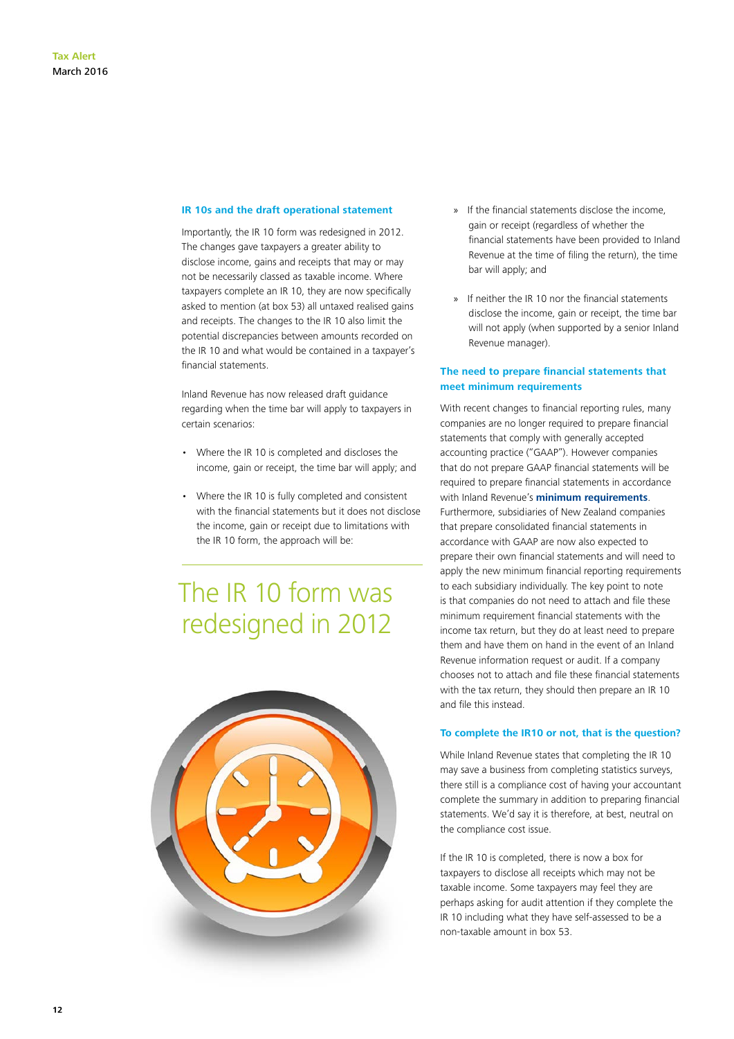## IR 10s and the draft operational statement

Importantly, the IR 10 form was redesigned in 2012. The changes gave taxpayers a greater ability to disclose income, gains and receipts that may or may not be necessarily classed as taxable income. Where taxpayers complete an IR 10, they are now specifically asked to mention (at box 53) all untaxed realised gains and receipts. The changes to the IR 10 also limit the potential discrepancies between amounts recorded on the IR 10 and what would be contained in a taxpayer's financial statements.

Inland Revenue has now released draft guidance regarding when the time bar will apply to taxpayers in certain scenarios:

- Where the IR 10 is completed and discloses the income, gain or receipt, the time bar will apply; and
- Where the IR 10 is fully completed and consistent with the financial statements but it does not disclose the income, gain or receipt due to limitations with the IR 10 form, the approach will be:
  - If the financial statements disclose the income, gain or receipt (regardless of whether the financial statements have been provided to Inland Revenue at the time of filing the return), the time bar will apply; and
  - If neither the IR 10 nor the financial statements disclose the income, gain or receipt, the time bar will not apply (when supported by a senior Inland Revenue manager).

The IR 10 form was redesigned in 2012

## The need to prepare financial statements that meet minimum requirements

With recent changes to financial reporting rules, many companies are no longer required to prepare financial statements that comply with generally accepted accounting practice ("GAAP"). However companies that do not prepare GAAP financial statements will be required to prepare financial statements in accordance with Inland Revenue's **minimum requirements**. Furthermore, subsidiaries of New Zealand companies that prepare consolidated financial statements in accordance with GAAP are now also expected to prepare their own financial statements and will need to apply the new minimum financial reporting requirements to each subsidiary individually. The key point to note is that companies do not need to attach and file these minimum requirement financial statements with the income tax return, but they do at least need to prepare them and have them on hand in the event of an Inland Revenue information request or audit. If a company chooses not to attach and file these financial statements with the tax return, they should then prepare an IR 10 and file this instead.

## To complete the IR10 or not, that is the question?

While Inland Revenue states that completing the IR 10 may save a business from completing statistics surveys, there still is a compliance cost of having your accountant complete the summary in addition to preparing financial statements. We'd say it is therefore, at best, neutral on the compliance cost issue.

If the IR 10 is completed, there is now a box for taxpayers to disclose all receipts which may not be taxable income. Some taxpayers may feel they are perhaps asking for audit attention if they complete the IR 10 including what they have self-assessed to be a non-taxable amount in box 53.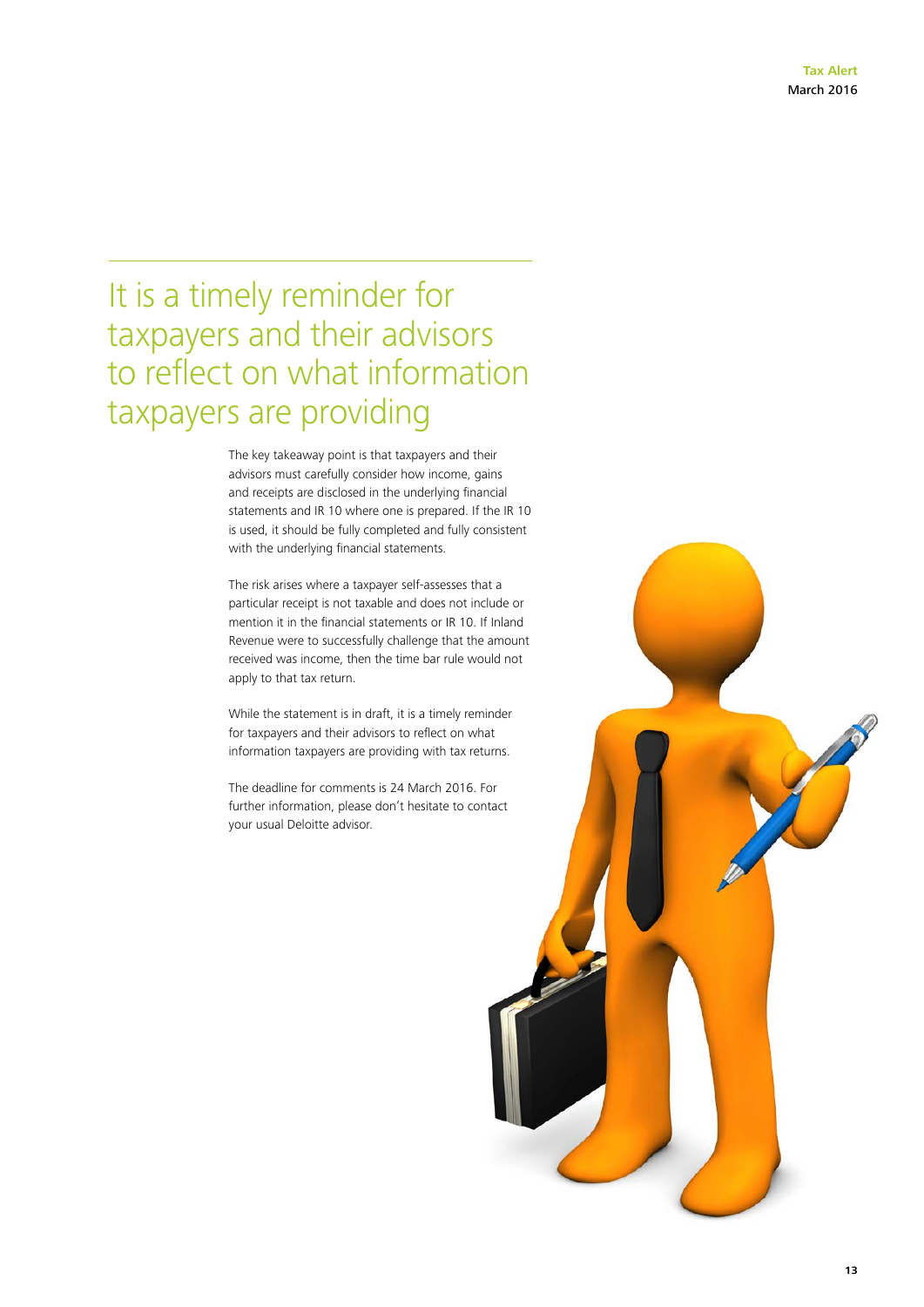## It is a timely reminder for taxpayers and their advisors to reflect on what information taxpayers are providing

The key takeaway point is that taxpayers and their advisors must carefully consider how income, gains and receipts are disclosed in the underlying financial statements and IR 10 where one is prepared. If the IR 10 is used, it should be fully completed and fully consistent with the underlying financial statements.

The risk arises where a taxpayer self-assesses that a particular receipt is not taxable and does not include or mention it in the financial statements or IR 10. If Inland Revenue were to successfully challenge that the amount received was income, then the time bar rule would not apply to that tax return.

While the statement is in draft, it is a timely reminder for taxpayers and their advisors to reflect on what information taxpayers are providing with tax returns.

The deadline for comments is 24 March 2016. For further information, please don't hesitate to contact your usual Deloitte advisor.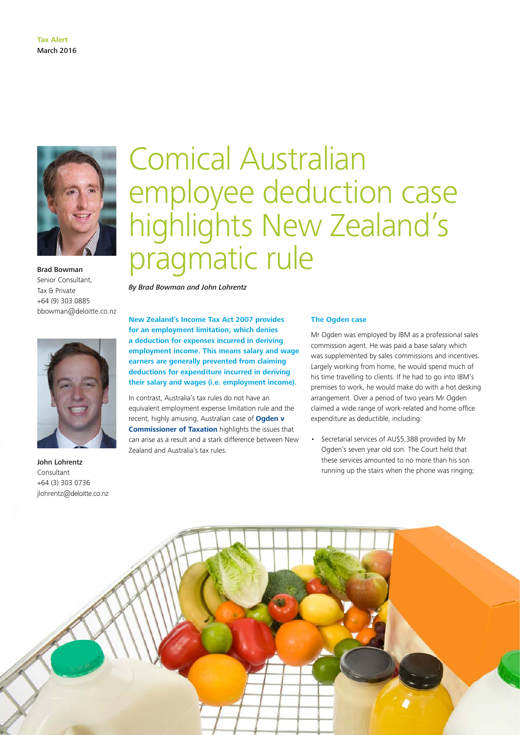**Tax Alert**
March 2016

# Comical Australian employee deduction case highlights New Zealand's pragmatic rule

*By Brad Bowman and John Lohrentz*

Brad Bowman
Senior Consultant,
Tax & Private
+64 (9) 303 0885
bbowman@deloitte.co.nz

John Lohrentz
Consultant
+64 (3) 303 0736
jlohrentz@deloitte.co.nz

**New Zealand's Income Tax Act 2007 provides for an employment limitation, which denies a deduction for expenses incurred in deriving employment income. This means salary and wage earners are generally prevented from claiming deductions for expenditure incurred in deriving their salary and wages (i.e. employment income).**

In contrast, Australia's tax rules do not have an equivalent employment expense limitation rule and the recent, highly amusing, Australian case of **Ogden v Commissioner of Taxation** highlights the issues that can arise as a result and a stark difference between New Zealand and Australia's tax rules.

### The Ogden case

Mr Ogden was employed by IBM as a professional sales commission agent. He was paid a base salary which was supplemented by sales commissions and incentives. Largely working from home, he would spend much of his time travelling to clients. If he had to go into IBM's premises to work, he would make do with a hot desking arrangement. Over a period of two years Mr Ogden claimed a wide range of work-related and home office expenditure as deductible, including:

- Secretarial services of AU$5,388 provided by Mr Ogden's seven year old son. The Court held that these services amounted to no more than his son running up the stairs when the phone was ringing;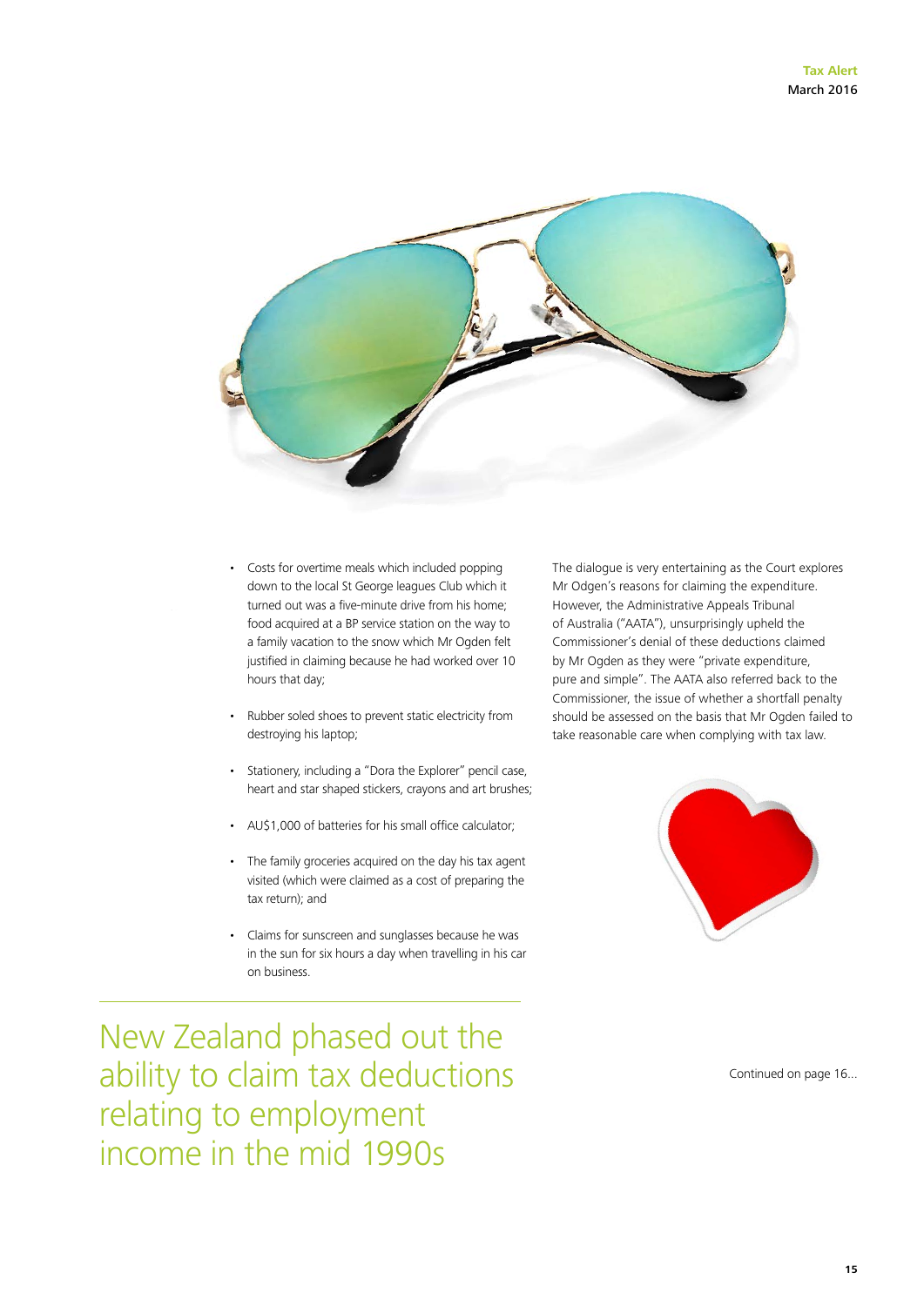- Costs for overtime meals which included popping down to the local St George leagues Club which it turned out was a five-minute drive from his home; food acquired at a BP service station on the way to a family vacation to the snow which Mr Ogden felt justified in claiming because he had worked over 10 hours that day;

- Rubber soled shoes to prevent static electricity from destroying his laptop;

- Stationery, including a "Dora the Explorer" pencil case, heart and star shaped stickers, crayons and art brushes;

- AU$1,000 of batteries for his small office calculator;

- The family groceries acquired on the day his tax agent visited (which were claimed as a cost of preparing the tax return); and

- Claims for sunscreen and sunglasses because he was in the sun for six hours a day when travelling in his car on business.

The dialogue is very entertaining as the Court explores Mr Odgen's reasons for claiming the expenditure. However, the Administrative Appeals Tribunal of Australia ("AATA"), unsurprisingly upheld the Commissioner's denial of these deductions claimed by Mr Ogden as they were "private expenditure, pure and simple". The AATA also referred back to the Commissioner, the issue of whether a shortfall penalty should be assessed on the basis that Mr Ogden failed to take reasonable care when complying with tax law.

## New Zealand phased out the ability to claim tax deductions relating to employment income in the mid 1990s

Continued on page 16...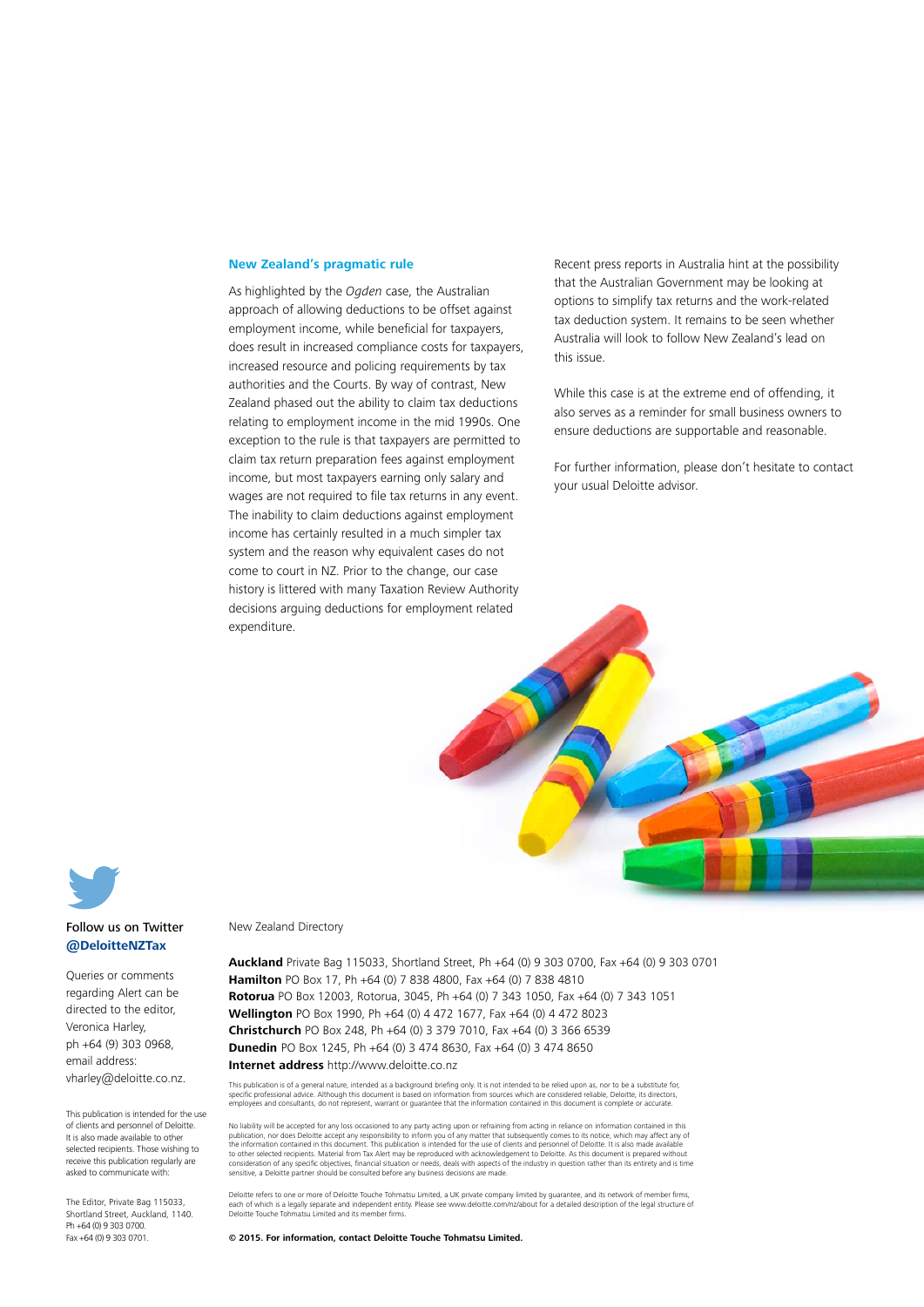### New Zealand's pragmatic rule

As highlighted by the *Ogden* case, the Australian approach of allowing deductions to be offset against employment income, while beneficial for taxpayers, does result in increased compliance costs for taxpayers, increased resource and policing requirements by tax authorities and the Courts. By way of contrast, New Zealand phased out the ability to claim tax deductions relating to employment income in the mid 1990s. One exception to the rule is that taxpayers are permitted to claim tax return preparation fees against employment income, but most taxpayers earning only salary and wages are not required to file tax returns in any event. The inability to claim deductions against employment income has certainly resulted in a much simpler tax system and the reason why equivalent cases do not come to court in NZ. Prior to the change, our case history is littered with many Taxation Review Authority decisions arguing deductions for employment related expenditure.

Recent press reports in Australia hint at the possibility that the Australian Government may be looking at options to simplify tax returns and the work-related tax deduction system. It remains to be seen whether Australia will look to follow New Zealand's lead on this issue.

While this case is at the extreme end of offending, it also serves as a reminder for small business owners to ensure deductions are supportable and reasonable.

For further information, please don't hesitate to contact your usual Deloitte advisor.

Follow us on Twitter **@DeloitteNZTax**

Queries or comments regarding Alert can be directed to the editor, Veronica Harley, ph +64 (9) 303 0968, email address: vharley@deloitte.co.nz.

This publication is intended for the use of clients and personnel of Deloitte. It is also made available to other selected recipients. Those wishing to receive this publication regularly are asked to communicate with:

The Editor, Private Bag 115033, Shortland Street, Auckland, 1140. Ph +64 (0) 9 303 0700. Fax +64 (0) 9 303 0701.

New Zealand Directory

**Auckland** Private Bag 115033, Shortland Street, Ph +64 (0) 9 303 0700, Fax +64 (0) 9 303 0701
**Hamilton** PO Box 17, Ph +64 (0) 7 838 4800, Fax +64 (0) 7 838 4810
**Rotorua** PO Box 12003, Rotorua, 3045, Ph +64 (0) 7 343 1050, Fax +64 (0) 7 343 1051
**Wellington** PO Box 1990, Ph +64 (0) 4 472 1677, Fax +64 (0) 4 472 8023
**Christchurch** PO Box 248, Ph +64 (0) 3 379 7010, Fax +64 (0) 3 366 6539
**Dunedin** PO Box 1245, Ph +64 (0) 3 474 8630, Fax +64 (0) 3 474 8650
**Internet address** http://www.deloitte.co.nz

This publication is of a general nature, intended as a background briefing only. It is not intended to be relied upon as, nor to be a substitute for, specific professional advice. Although this document is based on information from sources which are considered reliable, Deloitte, its directors, employees and consultants, do not represent, warrant or guarantee that the information contained in this document is complete or accurate.

No liability will be accepted for any loss occasioned to any party acting upon or refraining from acting in reliance on information contained in this publication, nor does Deloitte accept any responsibility to inform you of any matter that subsequently comes to its notice, which may affect any of the information contained in this document. This publication is intended for the use of clients and personnel of Deloitte. It is also made available to other selected recipients. Material from Tax Alert may be reproduced with acknowledgement to Deloitte. As this document is prepared without consideration of any specific objectives, financial situation or needs, deals with aspects of the industry in question rather than its entirety and is time sensitive, a Deloitte partner should be consulted before any business decisions are made.

Deloitte refers to one or more of Deloitte Touche Tohmatsu Limited, a UK private company limited by guarantee, and its network of member firms, each of which is a legally separate and independent entity. Please see www.deloitte.com/nz/about for a detailed description of the legal structure of Deloitte Touche Tohmatsu Limited and its member firms.

**© 2015. For information, contact Deloitte Touche Tohmatsu Limited.**